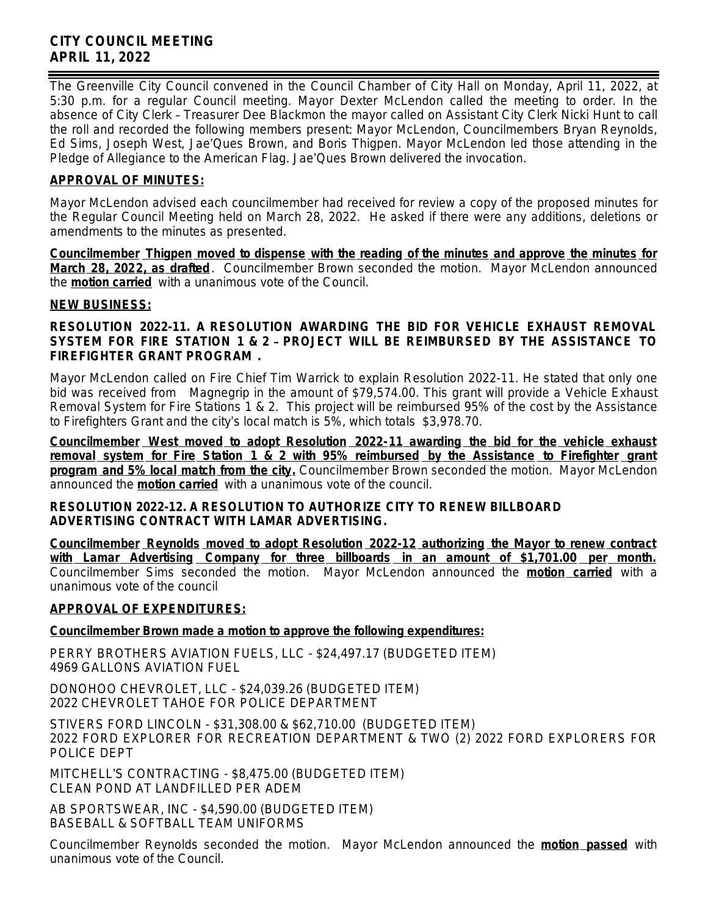**CITY COUNCIL MEETING**
**APRIL 11, 2022**

The Greenville City Council convened in the Council Chamber of City Hall on Monday, April 11, 2022, at 5:30 p.m. for a regular Council meeting. Mayor Dexter McLendon called the meeting to order. In the absence of City Clerk – Treasurer Dee Blackmon the mayor called on Assistant City Clerk Nicki Hunt to call the roll and recorded the following members present: Mayor McLendon, Councilmembers Bryan Reynolds, Ed Sims, Joseph West, Jae'Ques Brown, and Boris Thigpen. Mayor McLendon led those attending in the Pledge of Allegiance to the American Flag. Jae'Ques Brown delivered the invocation.

**APPROVAL OF MINUTES:**

Mayor McLendon advised each councilmember had received for review a copy of the proposed minutes for the Regular Council Meeting held on March 28, 2022. He asked if there were any additions, deletions or amendments to the minutes as presented.

**Councilmember Thigpen moved to dispense with the reading of the minutes and approve the minutes for March 28, 2022, as drafted**. Councilmember Brown seconded the motion. Mayor McLendon announced the **motion carried** with a unanimous vote of the Council.

**NEW BUSINESS:**

**RESOLUTION 2022-11. A RESOLUTION AWARDING THE BID FOR VEHICLE EXHAUST REMOVAL SYSTEM FOR FIRE STATION 1 & 2 – PROJECT WILL BE REIMBURSED BY THE ASSISTANCE TO FIREFIGHTER GRANT PROGRAM .**

Mayor McLendon called on Fire Chief Tim Warrick to explain Resolution 2022-11. He stated that only one bid was received from Magnegrip in the amount of $79,574.00. This grant will provide a Vehicle Exhaust Removal System for Fire Stations 1 & 2. This project will be reimbursed 95% of the cost by the Assistance to Firefighters Grant and the city's local match is 5%, which totals $3,978.70.

**Councilmember West moved to adopt Resolution 2022-11 awarding the bid for the vehicle exhaust removal system for Fire Station 1 & 2 with 95% reimbursed by the Assistance to Firefighter grant program and 5% local match from the city.** Councilmember Brown seconded the motion. Mayor McLendon announced the **motion carried** with a unanimous vote of the council.

**RESOLUTION 2022-12. A RESOLUTION TO AUTHORIZE CITY TO RENEW BILLBOARD ADVERTISING CONTRACT WITH LAMAR ADVERTISING.**

**Councilmember Reynolds moved to adopt Resolution 2022-12 authorizing the Mayor to renew contract with Lamar Advertising Company for three billboards in an amount of $1,701.00 per month.** Councilmember Sims seconded the motion. Mayor McLendon announced the **motion carried** with a unanimous vote of the council

**APPROVAL OF EXPENDITURES:**

**Councilmember Brown made a motion to approve the following expenditures:**

PERRY BROTHERS AVIATION FUELS, LLC - $24,497.17 (BUDGETED ITEM)
4969 GALLONS AVIATION FUEL

DONOHOO CHEVROLET, LLC - $24,039.26 (BUDGETED ITEM)
2022 CHEVROLET TAHOE FOR POLICE DEPARTMENT

STIVERS FORD LINCOLN - $31,308.00 & $62,710.00 (BUDGETED ITEM)
2022 FORD EXPLORER FOR RECREATION DEPARTMENT & TWO (2) 2022 FORD EXPLORERS FOR POLICE DEPT

MITCHELL'S CONTRACTING - $8,475.00 (BUDGETED ITEM)
CLEAN POND AT LANDFILLED PER ADEM

AB SPORTSWEAR, INC - $4,590.00 (BUDGETED ITEM)
BASEBALL & SOFTBALL TEAM UNIFORMS

Councilmember Reynolds seconded the motion. Mayor McLendon announced the **motion passed** with unanimous vote of the Council.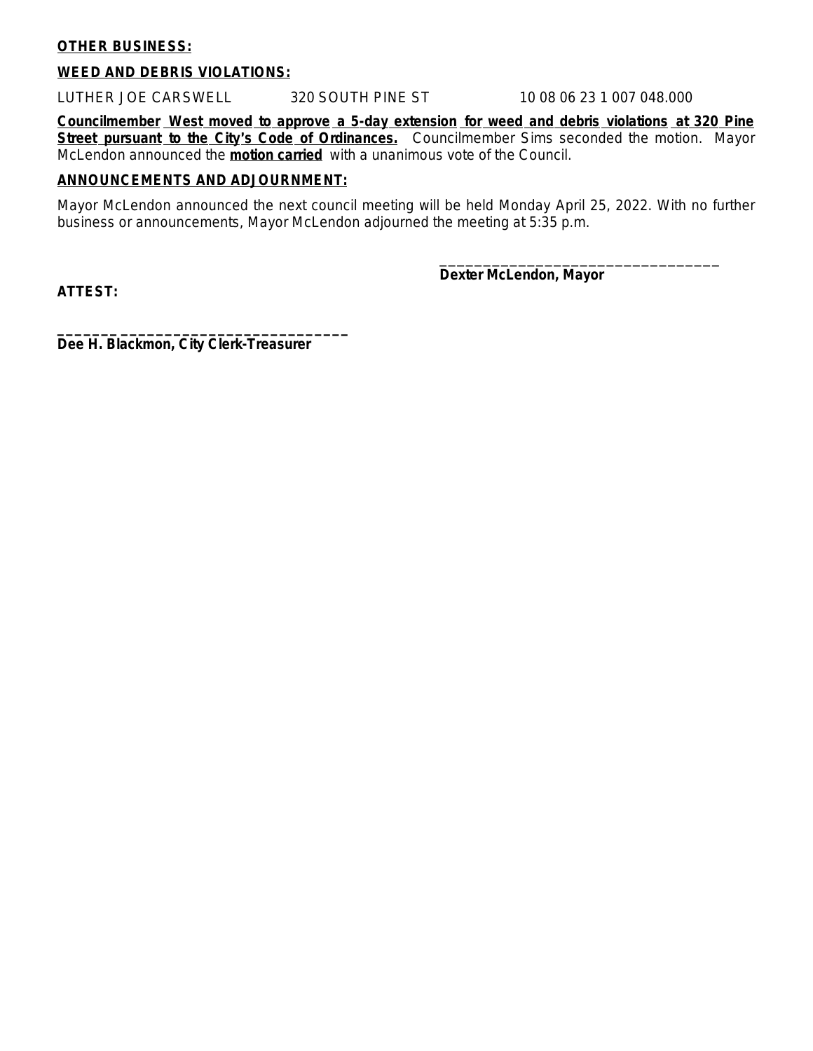**OTHER BUSINESS:**

**WEED AND DEBRIS VIOLATIONS:**

LUTHER JOE CARSWELL 320 SOUTH PINE ST 10 08 06 23 1 007 048.000

**Councilmember West moved to approve a 5-day extension for weed and debris violations at 320 Pine Street pursuant to the City's Code of Ordinances.** Councilmember Sims seconded the motion. Mayor McLendon announced the **motion carried** with a unanimous vote of the Council.

**ANNOUNCEMENTS AND ADJOURNMENT:**

Mayor McLendon announced the next council meeting will be held Monday April 25, 2022. With no further business or announcements, Mayor McLendon adjourned the meeting at 5:35 p.m.

\_\_\_\_\_\_\_\_\_\_\_\_\_\_\_\_\_\_\_\_\_\_\_\_\_\_\_\_\_\_\_\_\_\_
**Dexter McLendon, Mayor**

**ATTEST:**

\_\_\_\_\_\_\_\_\_\_\_\_\_\_\_\_\_\_\_\_\_\_\_\_\_\_\_\_\_\_\_\_\_\_
**Dee H. Blackmon, City Clerk-Treasurer**